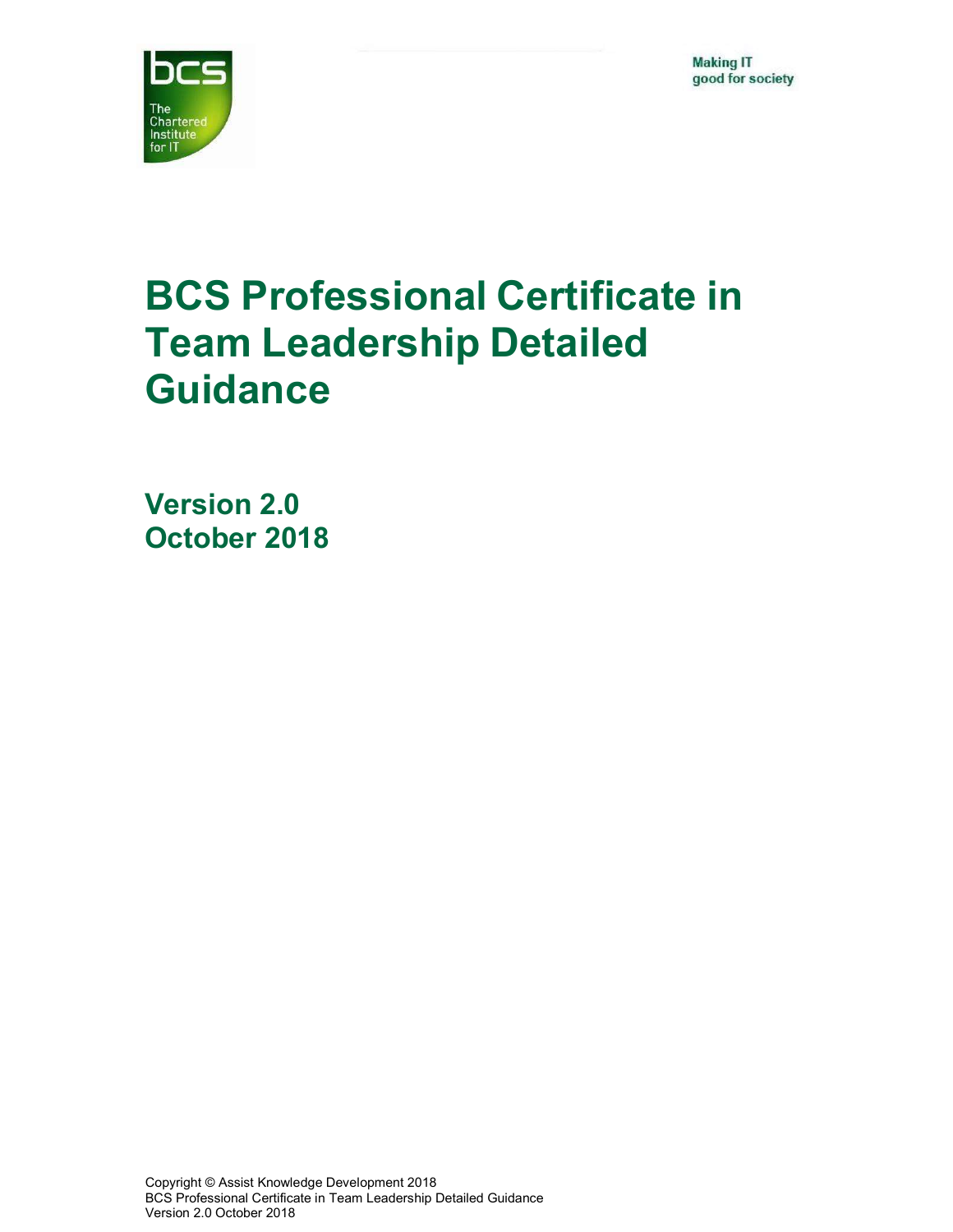Making IT
good for society

# BCS Professional Certificate in Team Leadership Detailed Guidance

## Version 2.0
## October 2018

Copyright © Assist Knowledge Development 2018
BCS Professional Certificate in Team Leadership Detailed Guidance
Version 2.0 October 2018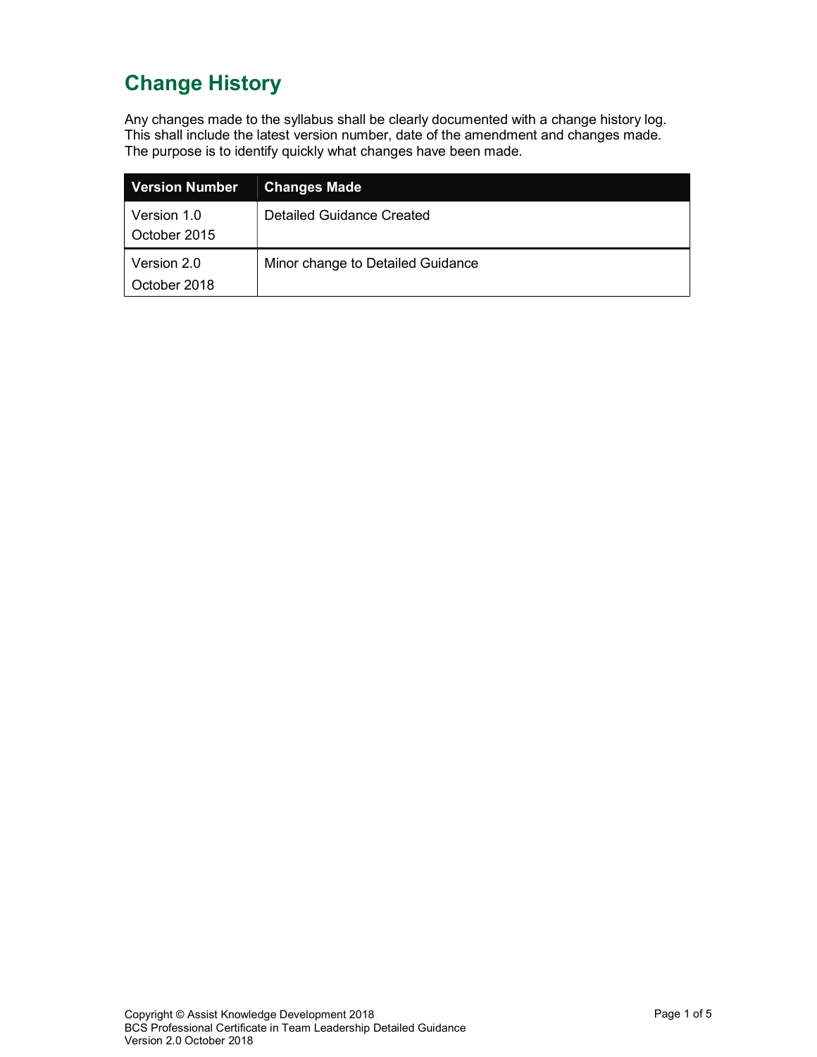# Change History

Any changes made to the syllabus shall be clearly documented with a change history log. This shall include the latest version number, date of the amendment and changes made. The purpose is to identify quickly what changes have been made.

| Version Number | Changes Made |
| --- | --- |
| Version 1.0 October 2015 | Detailed Guidance Created |
| Version 2.0 October 2018 | Minor change to Detailed Guidance |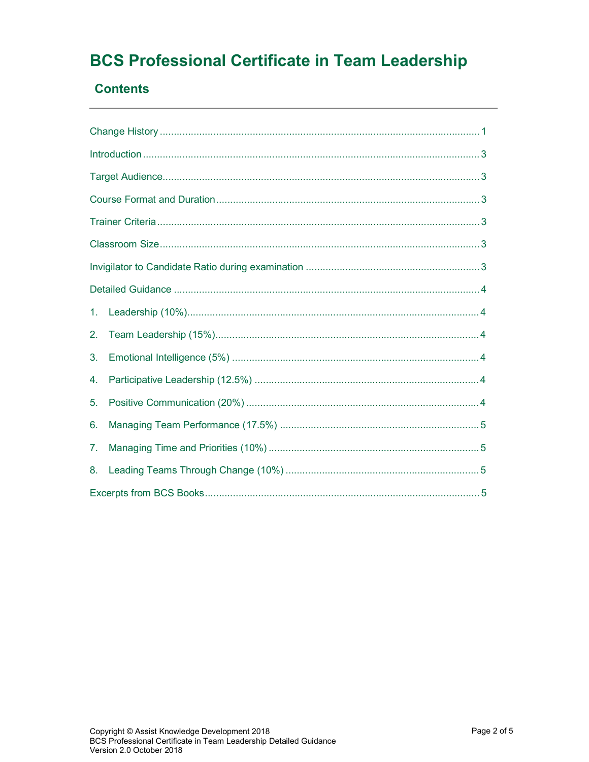# BCS Professional Certificate in Team Leadership

## Contents

Change History ........................................................................................................ 1

Introduction .............................................................................................................. 3

Target Audience ........................................................................................................ 3

Course Format and Duration .................................................................................... 3

Trainer Criteria .......................................................................................................... 3

Classroom Size ......................................................................................................... 3

Invigilator to Candidate Ratio during examination .................................................... 3

Detailed Guidance .................................................................................................... 4

1. Leadership (10%) ................................................................................................ 4
2. Team Leadership (15%) ...................................................................................... 4
3. Emotional Intelligence (5%) ................................................................................ 4
4. Participative Leadership (12.5%) ........................................................................ 4
5. Positive Communication (20%) ........................................................................... 4
6. Managing Team Performance (17.5%) ................................................................ 5
7. Managing Time and Priorities (10%) ................................................................... 5
8. Leading Teams Through Change (10%) ............................................................. 5

Excerpts from BCS Books ......................................................................................... 5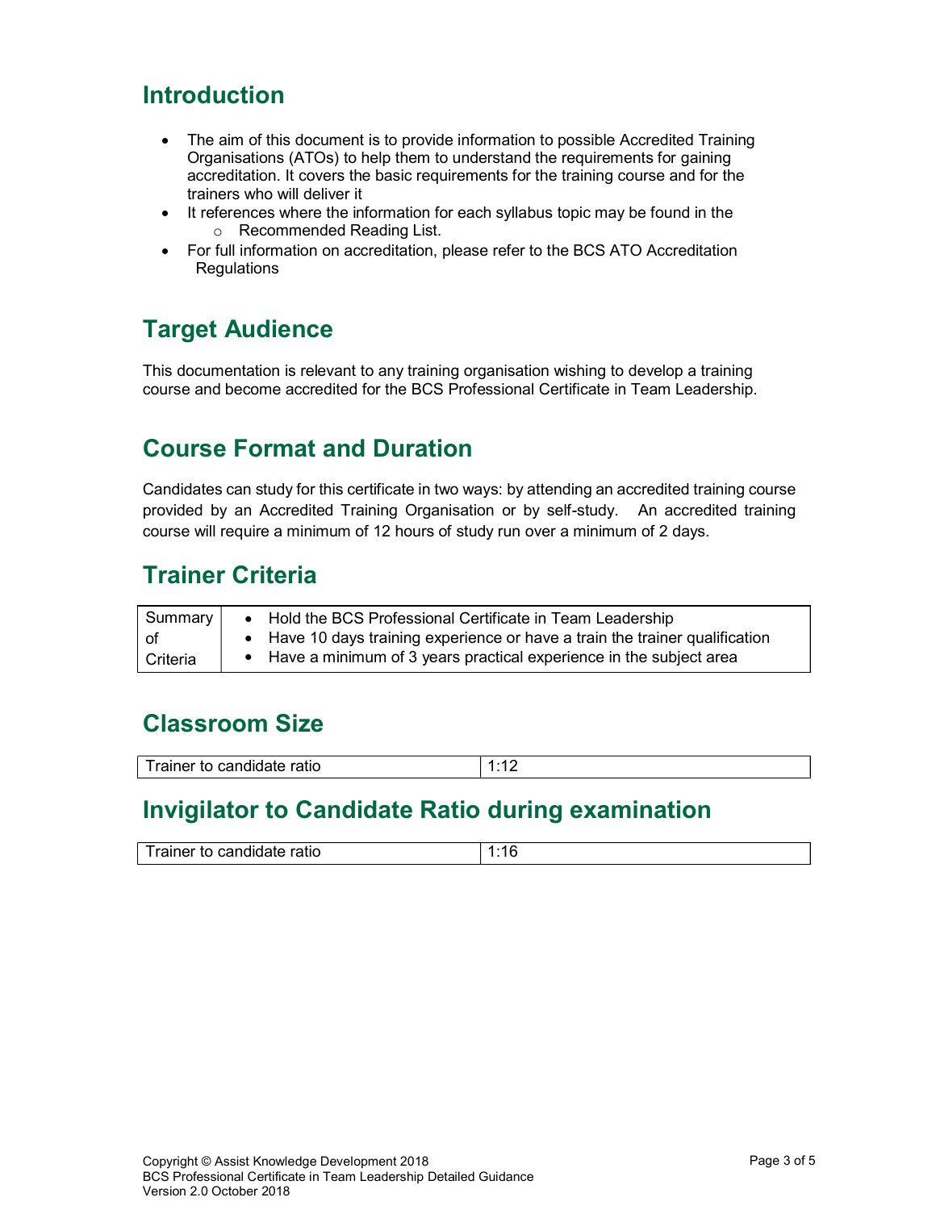## Introduction

- The aim of this document is to provide information to possible Accredited Training Organisations (ATOs) to help them to understand the requirements for gaining accreditation. It covers the basic requirements for the training course and for the trainers who will deliver it
- It references where the information for each syllabus topic may be found in the
  - Recommended Reading List.
- For full information on accreditation, please refer to the BCS ATO Accreditation Regulations

## Target Audience

This documentation is relevant to any training organisation wishing to develop a training course and become accredited for the BCS Professional Certificate in Team Leadership.

## Course Format and Duration

Candidates can study for this certificate in two ways: by attending an accredited training course provided by an Accredited Training Organisation or by self-study. An accredited training course will require a minimum of 12 hours of study run over a minimum of 2 days.

## Trainer Criteria

| Summary of Criteria | • Hold the BCS Professional Certificate in Team Leadership<br>• Have 10 days training experience or have a train the trainer qualification<br>• Have a minimum of 3 years practical experience in the subject area |
|---|---|

## Classroom Size

| Trainer to candidate ratio | 1:12 |
|---|---|

## Invigilator to Candidate Ratio during examination

| Trainer to candidate ratio | 1:16 |
|---|---|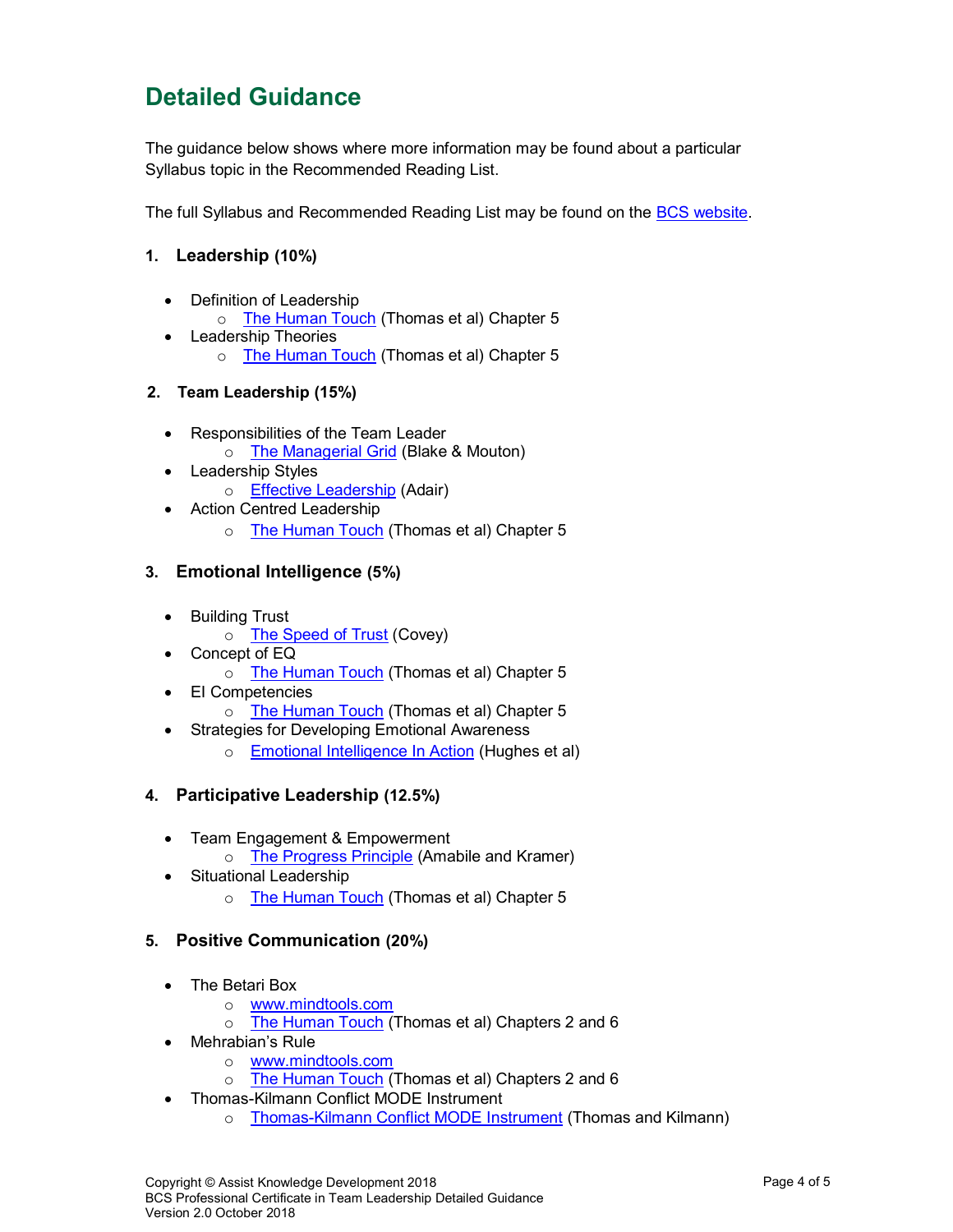# Detailed Guidance

The guidance below shows where more information may be found about a particular Syllabus topic in the Recommended Reading List.

The full Syllabus and Recommended Reading List may be found on the BCS website.

### 1. Leadership (10%)

- Definition of Leadership
  - The Human Touch (Thomas et al) Chapter 5
- Leadership Theories
  - The Human Touch (Thomas et al) Chapter 5

### 2. Team Leadership (15%)

- Responsibilities of the Team Leader
  - The Managerial Grid (Blake & Mouton)
- Leadership Styles
  - Effective Leadership (Adair)
- Action Centred Leadership
  - The Human Touch (Thomas et al) Chapter 5

### 3. Emotional Intelligence (5%)

- Building Trust
  - The Speed of Trust (Covey)
- Concept of EQ
  - The Human Touch (Thomas et al) Chapter 5
- EI Competencies
  - The Human Touch (Thomas et al) Chapter 5
- Strategies for Developing Emotional Awareness
  - Emotional Intelligence In Action (Hughes et al)

### 4. Participative Leadership (12.5%)

- Team Engagement & Empowerment
  - The Progress Principle (Amabile and Kramer)
- Situational Leadership
  - The Human Touch (Thomas et al) Chapter 5

### 5. Positive Communication (20%)

- The Betari Box
  - www.mindtools.com
  - The Human Touch (Thomas et al) Chapters 2 and 6
- Mehrabian's Rule
  - www.mindtools.com
  - The Human Touch (Thomas et al) Chapters 2 and 6
- Thomas-Kilmann Conflict MODE Instrument
  - Thomas-Kilmann Conflict MODE Instrument (Thomas and Kilmann)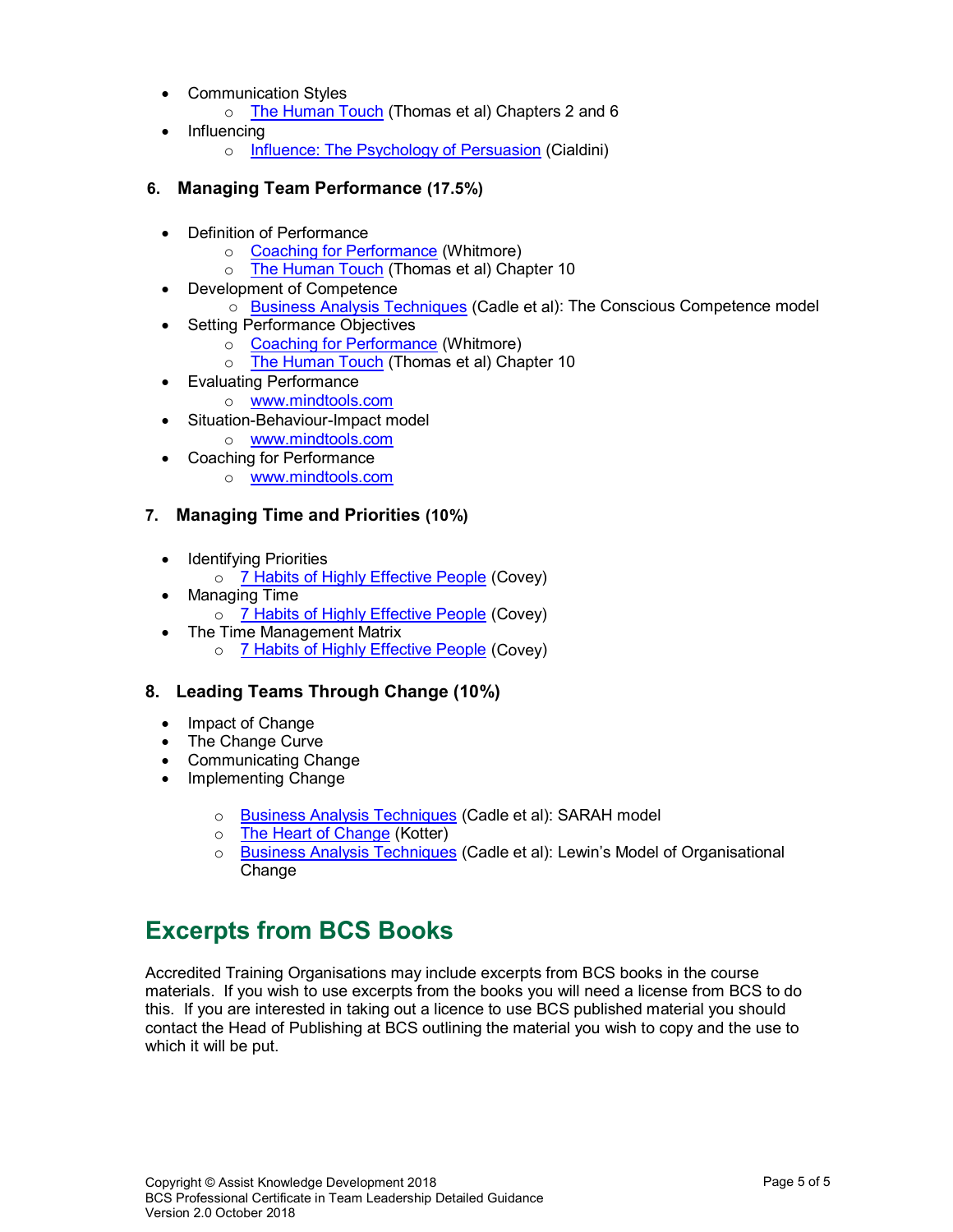- Communication Styles
  - The Human Touch (Thomas et al) Chapters 2 and 6
- Influencing
  - Influence: The Psychology of Persuasion (Cialdini)

### 6. Managing Team Performance (17.5%)

- Definition of Performance
  - Coaching for Performance (Whitmore)
  - The Human Touch (Thomas et al) Chapter 10
- Development of Competence
  - Business Analysis Techniques (Cadle et al): The Conscious Competence model
- Setting Performance Objectives
  - Coaching for Performance (Whitmore)
  - The Human Touch (Thomas et al) Chapter 10
- Evaluating Performance
  - www.mindtools.com
- Situation-Behaviour-Impact model
  - www.mindtools.com
- Coaching for Performance
  - www.mindtools.com

### 7. Managing Time and Priorities (10%)

- Identifying Priorities
  - 7 Habits of Highly Effective People (Covey)
- Managing Time
  - 7 Habits of Highly Effective People (Covey)
- The Time Management Matrix
  - 7 Habits of Highly Effective People (Covey)

### 8. Leading Teams Through Change (10%)

- Impact of Change
- The Change Curve
- Communicating Change
- Implementing Change

  - Business Analysis Techniques (Cadle et al): SARAH model
  - The Heart of Change (Kotter)
  - Business Analysis Techniques (Cadle et al): Lewin's Model of Organisational Change

## Excerpts from BCS Books

Accredited Training Organisations may include excerpts from BCS books in the course materials. If you wish to use excerpts from the books you will need a license from BCS to do this. If you are interested in taking out a licence to use BCS published material you should contact the Head of Publishing at BCS outlining the material you wish to copy and the use to which it will be put.